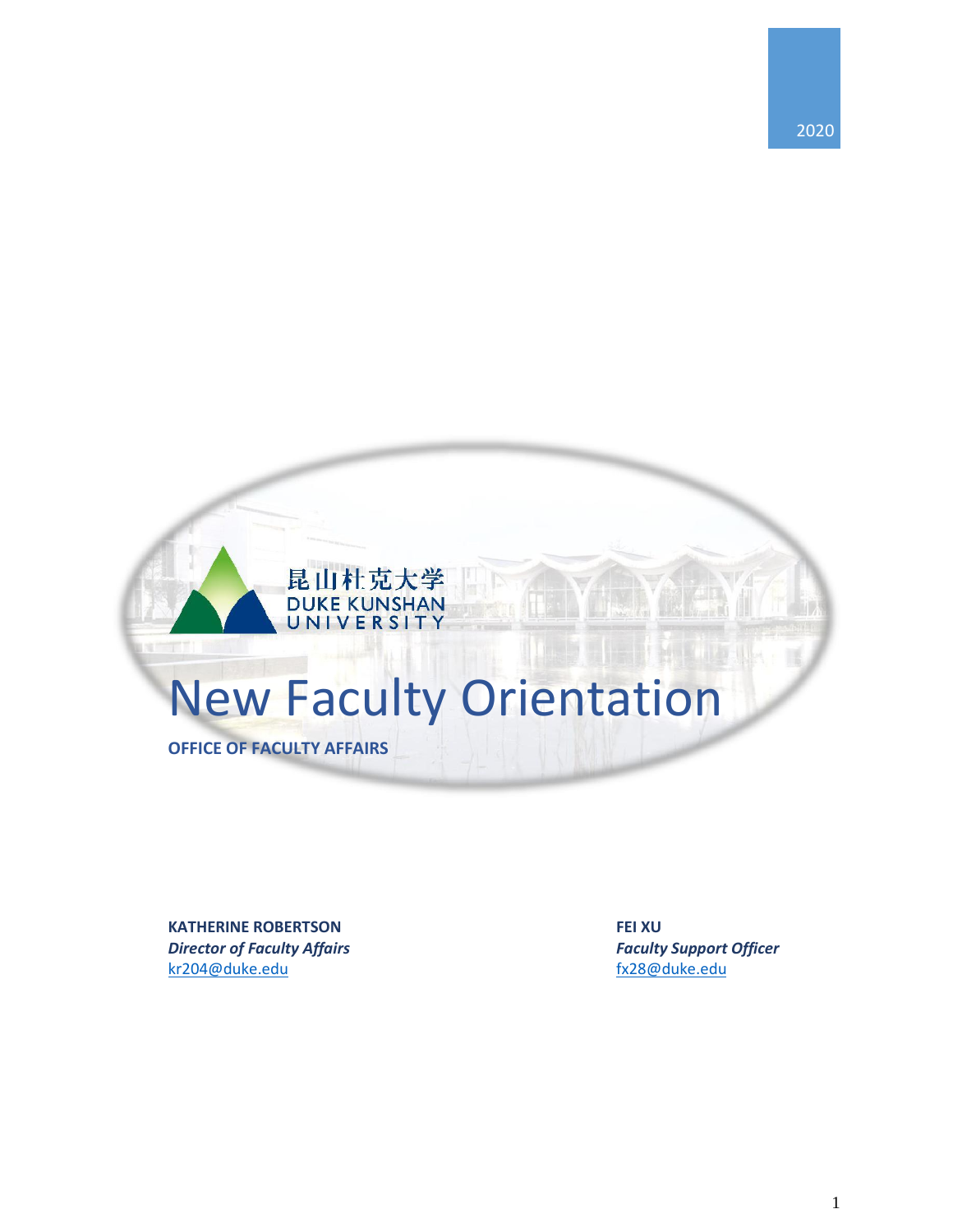2020

昆山杜克大学
DUKE KUNSHAN
UNIVERSITY

# New Faculty Orientation

**OFFICE OF FACULTY AFFAIRS**

**KATHERINE ROBERTSON**
***Director of Faculty Affairs***
kr204@duke.edu

**FEI XU**
***Faculty Support Officer***
fx28@duke.edu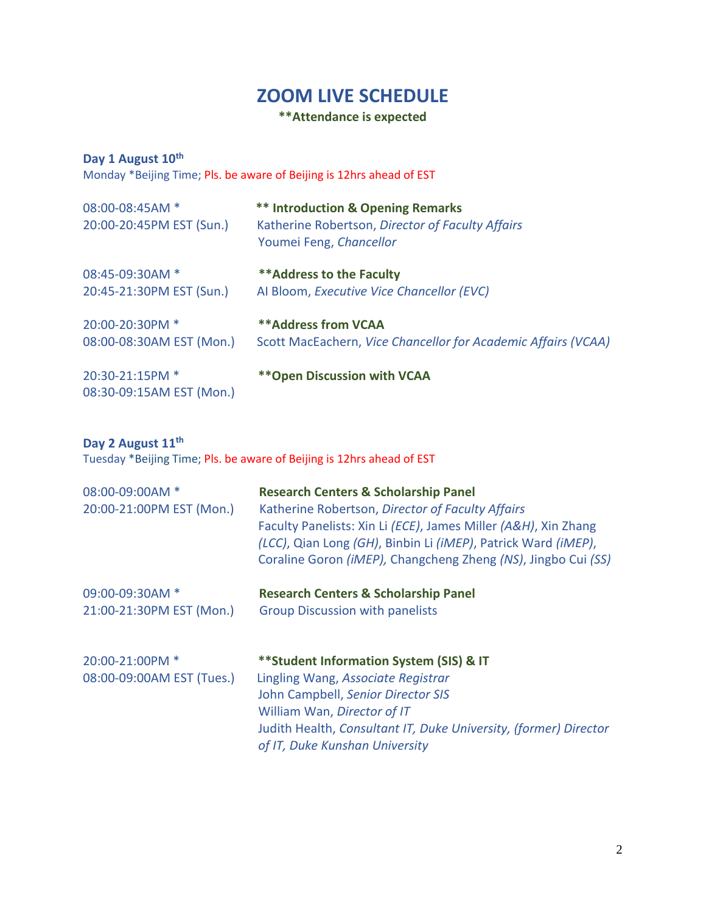# ZOOM LIVE SCHEDULE

**\*\*Attendance is expected**

**Day 1 August 10th**

Monday *Beijing Time; Pls. be aware of Beijing is 12hrs ahead of EST

08:00-08:45AM *
20:00-20:45PM EST (Sun.)
**\*\* Introduction & Opening Remarks**
Katherine Robertson, *Director of Faculty Affairs*
Youmei Feng, *Chancellor*

08:45-09:30AM *
20:45-21:30PM EST (Sun.)
**\*\*Address to the Faculty**
Al Bloom, *Executive Vice Chancellor (EVC)*

20:00-20:30PM *
08:00-08:30AM EST (Mon.)
**\*\*Address from VCAA**
Scott MacEachern, *Vice Chancellor for Academic Affairs (VCAA)*

20:30-21:15PM *
08:30-09:15AM EST (Mon.)
**\*\*Open Discussion with VCAA**

**Day 2 August 11th**

Tuesday *Beijing Time; Pls. be aware of Beijing is 12hrs ahead of EST

08:00-09:00AM *
20:00-21:00PM EST (Mon.)
**Research Centers & Scholarship Panel**
Katherine Robertson, *Director of Faculty Affairs*
Faculty Panelists: Xin Li *(ECE)*, James Miller *(A&H)*, Xin Zhang *(LCC)*, Qian Long *(GH)*, Binbin Li *(iMEP)*, Patrick Ward *(iMEP)*, Coraline Goron *(iMEP),* Changcheng Zheng *(NS)*, Jingbo Cui *(SS)*

09:00-09:30AM *
21:00-21:30PM EST (Mon.)
**Research Centers & Scholarship Panel**
Group Discussion with panelists

20:00-21:00PM *
08:00-09:00AM EST (Tues.)
**\*\*Student Information System (SIS) & IT**
Lingling Wang, *Associate Registrar*
John Campbell, *Senior Director SIS*
William Wan, *Director of IT*
Judith Health, *Consultant IT, Duke University, (former) Director of IT, Duke Kunshan University*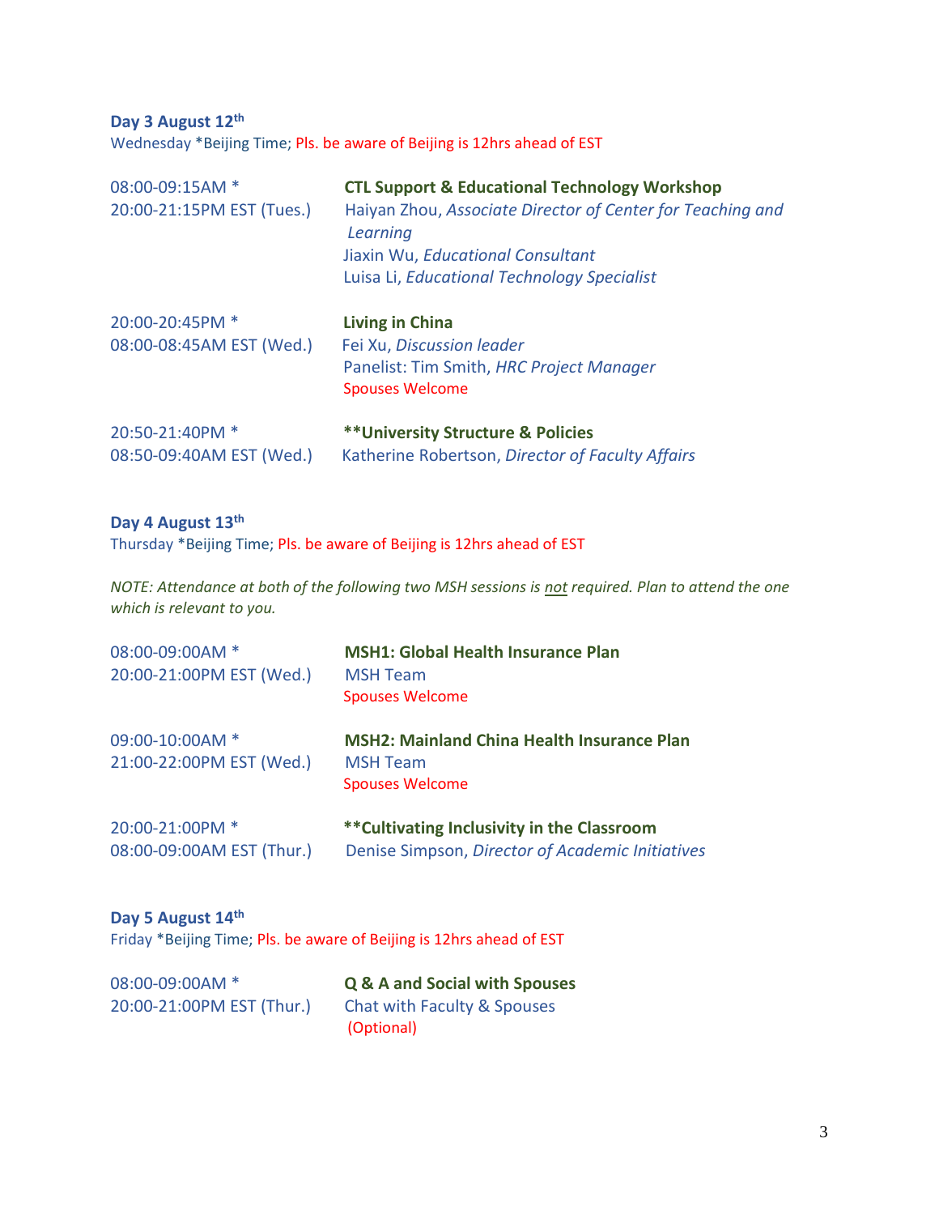**Day 3 August 12th**

Wednesday *Beijing Time; Pls. be aware of Beijing is 12hrs ahead of EST

| | |
|---|---|
| 08:00-09:15AM *<br>20:00-21:15PM EST (Tues.) | **CTL Support & Educational Technology Workshop**<br>Haiyan Zhou, *Associate Director of Center for Teaching and Learning*<br>Jiaxin Wu, *Educational Consultant*<br>Luisa Li, *Educational Technology Specialist* |
| 20:00-20:45PM *<br>08:00-08:45AM EST (Wed.) | **Living in China**<br>Fei Xu, *Discussion leader*<br>Panelist: Tim Smith, *HRC Project Manager*<br>Spouses Welcome |
| 20:50-21:40PM *<br>08:50-09:40AM EST (Wed.) | **\*\*University Structure & Policies**<br>Katherine Robertson, *Director of Faculty Affairs* |

**Day 4 August 13th**

Thursday *Beijing Time; Pls. be aware of Beijing is 12hrs ahead of EST

*NOTE: Attendance at both of the following two MSH sessions is <u>not</u> required. Plan to attend the one which is relevant to you.*

| | |
|---|---|
| 08:00-09:00AM *<br>20:00-21:00PM EST (Wed.) | **MSH1: Global Health Insurance Plan**<br>MSH Team<br>Spouses Welcome |
| 09:00-10:00AM *<br>21:00-22:00PM EST (Wed.) | **MSH2: Mainland China Health Insurance Plan**<br>MSH Team<br>Spouses Welcome |
| 20:00-21:00PM *<br>08:00-09:00AM EST (Thur.) | **\*\*Cultivating Inclusivity in the Classroom**<br>Denise Simpson, *Director of Academic Initiatives* |

**Day 5 August 14th**

Friday *Beijing Time; Pls. be aware of Beijing is 12hrs ahead of EST

| | |
|---|---|
| 08:00-09:00AM *<br>20:00-21:00PM EST (Thur.) | **Q & A and Social with Spouses**<br>Chat with Faculty & Spouses<br>(Optional) |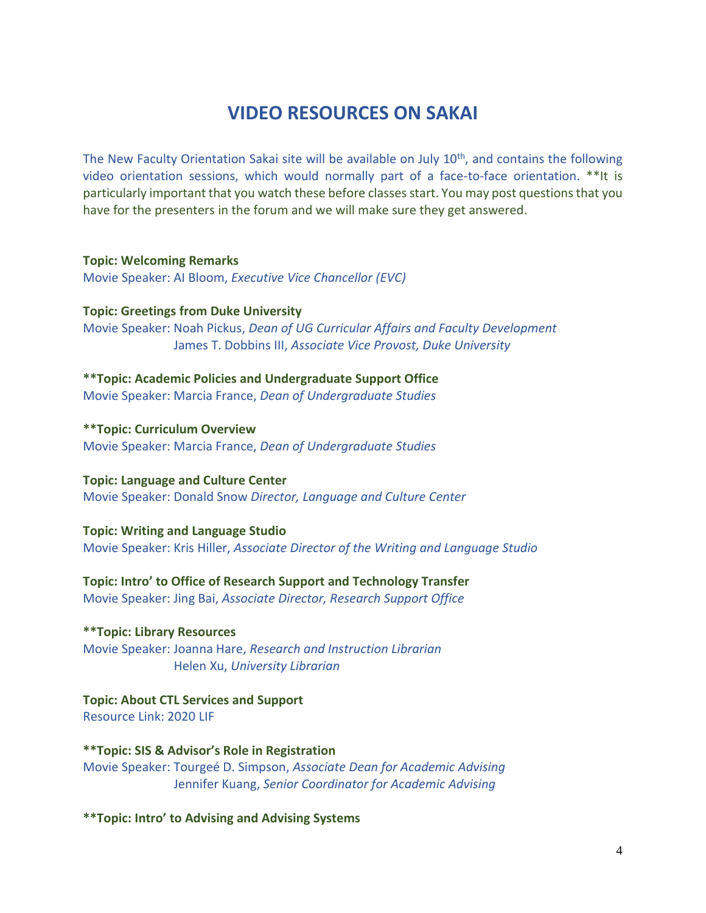# VIDEO RESOURCES ON SAKAI

The New Faculty Orientation Sakai site will be available on July 10th, and contains the following video orientation sessions, which would normally part of a face-to-face orientation. **It is particularly important that you watch these before classes start. You may post questions that you have for the presenters in the forum and we will make sure they get answered.

**Topic: Welcoming Remarks**
Movie Speaker: Al Bloom, *Executive Vice Chancellor (EVC)*

**Topic: Greetings from Duke University**
Movie Speaker: Noah Pickus, *Dean of UG Curricular Affairs and Faculty Development*
James T. Dobbins III, *Associate Vice Provost, Duke University*

**\*\*Topic: Academic Policies and Undergraduate Support Office**
Movie Speaker: Marcia France, *Dean of Undergraduate Studies*

**\*\*Topic: Curriculum Overview**
Movie Speaker: Marcia France, *Dean of Undergraduate Studies*

**Topic: Language and Culture Center**
Movie Speaker: Donald Snow *Director, Language and Culture Center*

**Topic: Writing and Language Studio**
Movie Speaker: Kris Hiller, *Associate Director of the Writing and Language Studio*

**Topic: Intro' to Office of Research Support and Technology Transfer**
Movie Speaker: Jing Bai, *Associate Director, Research Support Office*

**\*\*Topic: Library Resources**
Movie Speaker: Joanna Hare, *Research and Instruction Librarian*
Helen Xu, *University Librarian*

**Topic: About CTL Services and Support**
Resource Link: 2020 LIF

**\*\*Topic: SIS & Advisor's Role in Registration**
Movie Speaker: Tourgeé D. Simpson, *Associate Dean for Academic Advising*
Jennifer Kuang, *Senior Coordinator for Academic Advising*

**\*\*Topic: Intro' to Advising and Advising Systems**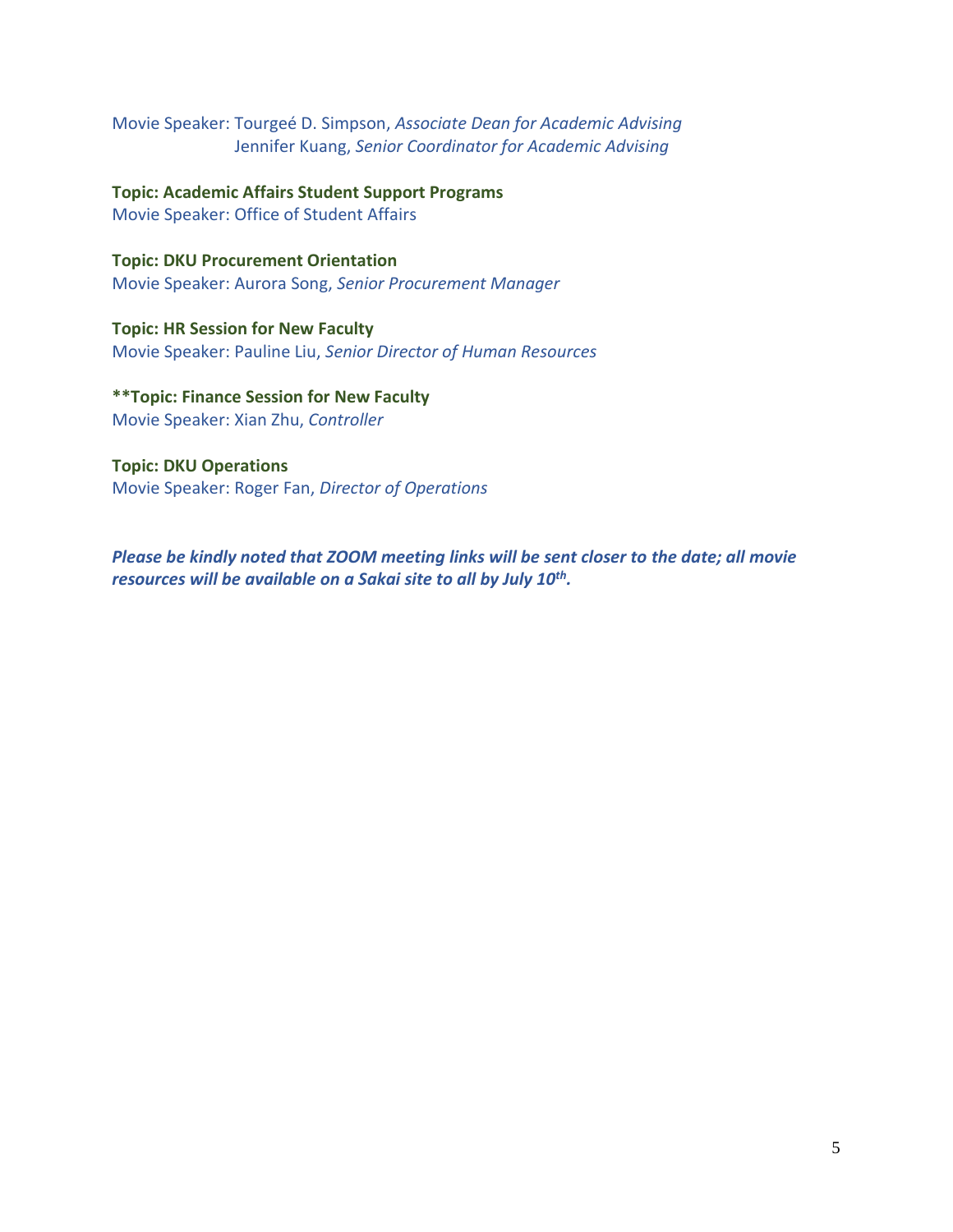Movie Speaker: Tourgeé D. Simpson, *Associate Dean for Academic Advising*
Jennifer Kuang, *Senior Coordinator for Academic Advising*

**Topic: Academic Affairs Student Support Programs**
Movie Speaker: Office of Student Affairs

**Topic: DKU Procurement Orientation**
Movie Speaker: Aurora Song, *Senior Procurement Manager*

**Topic: HR Session for New Faculty**
Movie Speaker: Pauline Liu, *Senior Director of Human Resources*

****Topic: Finance Session for New Faculty**
Movie Speaker: Xian Zhu, *Controller*

**Topic: DKU Operations**
Movie Speaker: Roger Fan, *Director of Operations*

***Please be kindly noted that ZOOM meeting links will be sent closer to the date; all movie resources will be available on a Sakai site to all by July 10th.***